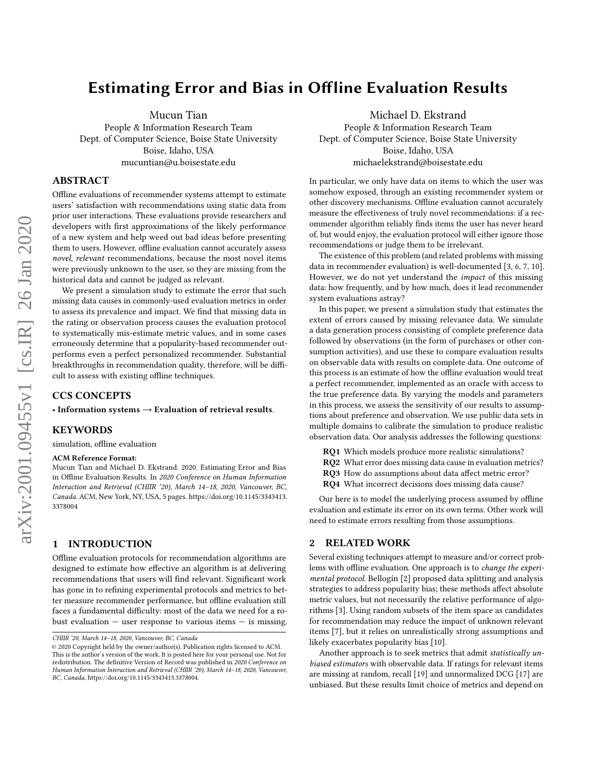# Estimating Error and Bias in Offline Evaluation Results

Mucun Tian
People & Information Research Team
Dept. of Computer Science, Boise State University
Boise, Idaho, USA
mucuntian@u.boisestate.edu

Michael D. Ekstrand
People & Information Research Team
Dept. of Computer Science, Boise State University
Boise, Idaho, USA
michaelekstrand@boisestate.edu

## ABSTRACT

Offline evaluations of recommender systems attempt to estimate users' satisfaction with recommendations using static data from prior user interactions. These evaluations provide researchers and developers with first approximations of the likely performance of a new system and help weed out bad ideas before presenting them to users. However, offline evaluation cannot accurately assess *novel*, *relevant* recommendations, because the most novel items were previously unknown to the user, so they are missing from the historical data and cannot be judged as relevant.

We present a simulation study to estimate the error that such missing data causes in commonly-used evaluation metrics in order to assess its prevalence and impact. We find that missing data in the rating or observation process causes the evaluation protocol to systematically mis-estimate metric values, and in some cases erroneously determine that a popularity-based recommender outperforms even a perfect personalized recommender. Substantial breakthroughs in recommendation quality, therefore, will be difficult to assess with existing offline techniques.

## CCS CONCEPTS

- **Information systems → Evaluation of retrieval results**.

## KEYWORDS

simulation, offline evaluation

**ACM Reference Format:**
Mucun Tian and Michael D. Ekstrand. 2020. Estimating Error and Bias in Offline Evaluation Results. In *2020 Conference on Human Information Interaction and Retrieval (CHIIR '20), March 14–18, 2020, Vancouver, BC, Canada.* ACM, New York, NY, USA, 5 pages. https://doi.org/10.1145/3343413.3378004

## 1 INTRODUCTION

Offline evaluation protocols for recommendation algorithms are designed to estimate how effective an algorithm is at delivering recommendations that users will find relevant. Significant work has gone in to refining experimental protocols and metrics to better measure recommender performance, but offline evaluation still faces a fundamental difficulty: most of the data we need for a robust evaluation — user response to various items — is missing. In particular, we only have data on items to which the user was somehow exposed, through an existing recommender system or other discovery mechanisms. Offline evaluation cannot accurately measure the effectiveness of truly novel recommendations: if a recommender algorithm reliably finds items the user has never heard of, but would enjoy, the evaluation protocol will either ignore those recommendations or judge them to be irrelevant.

The existence of this problem (and related problems with missing data in recommender evaluation) is well-documented [3, 6, 7, 10]. However, we do not yet understand the *impact* of this missing data: how frequently, and by how much, does it lead recommender system evaluations astray?

In this paper, we present a simulation study that estimates the extent of errors caused by missing relevance data. We simulate a data generation process consisting of complete preference data followed by observations (in the form of purchases or other consumption activities), and use these to compare evaluation results on observable data with results on complete data. One outcome of this process is an estimate of how the offline evaluation would treat a perfect recommender, implemented as an oracle with access to the true preference data. By varying the models and parameters in this process, we assess the sensitivity of our results to assumptions about preference and observation. We use public data sets in multiple domains to calibrate the simulation to produce realistic observation data. Our analysis addresses the following questions:

**RQ1** Which models produce more realistic simulations?
**RQ2** What error does missing data cause in evaluation metrics?
**RQ3** How do assumptions about data affect metric error?
**RQ4** What incorrect decisions does missing data cause?

Our here is to model the underlying process assumed by offline evaluation and estimate its error on its own terms. Other work will need to estimate errors resulting from those assumptions.

## 2 RELATED WORK

Several existing techniques attempt to measure and/or correct problems with offline evaluation. One approach is to *change the experimental protocol*. Bellogín [2] proposed data splitting and analysis strategies to address popularity bias; these methods affect absolute metric values, but not necessarily the relative performance of algorithms [3]. Using random subsets of the item space as candidates for recommendation may reduce the impact of unknown relevant items [7], but it relies on unrealistically strong assumptions and likely exacerbates popularity bias [10].

Another approach is to seek metrics that admit *statistically unbiased estimators* with observable data. If ratings for relevant items are missing at random, recall [19] and unnormalized DCG [17] are unbiased. But these results limit choice of metrics and depend on

CHIIR '20, March 14–18, 2020, Vancouver, BC, Canada
© 2020 Copyright held by the owner/author(s). Publication rights licensed to ACM. This is the author's version of the work. It is posted here for your personal use. Not for redistribution. The definitive Version of Record was published in *2020 Conference on Human Information Interaction and Retrieval (CHIIR '20), March 14–18, 2020, Vancouver, BC, Canada*, https://doi.org/10.1145/3343413.3378004.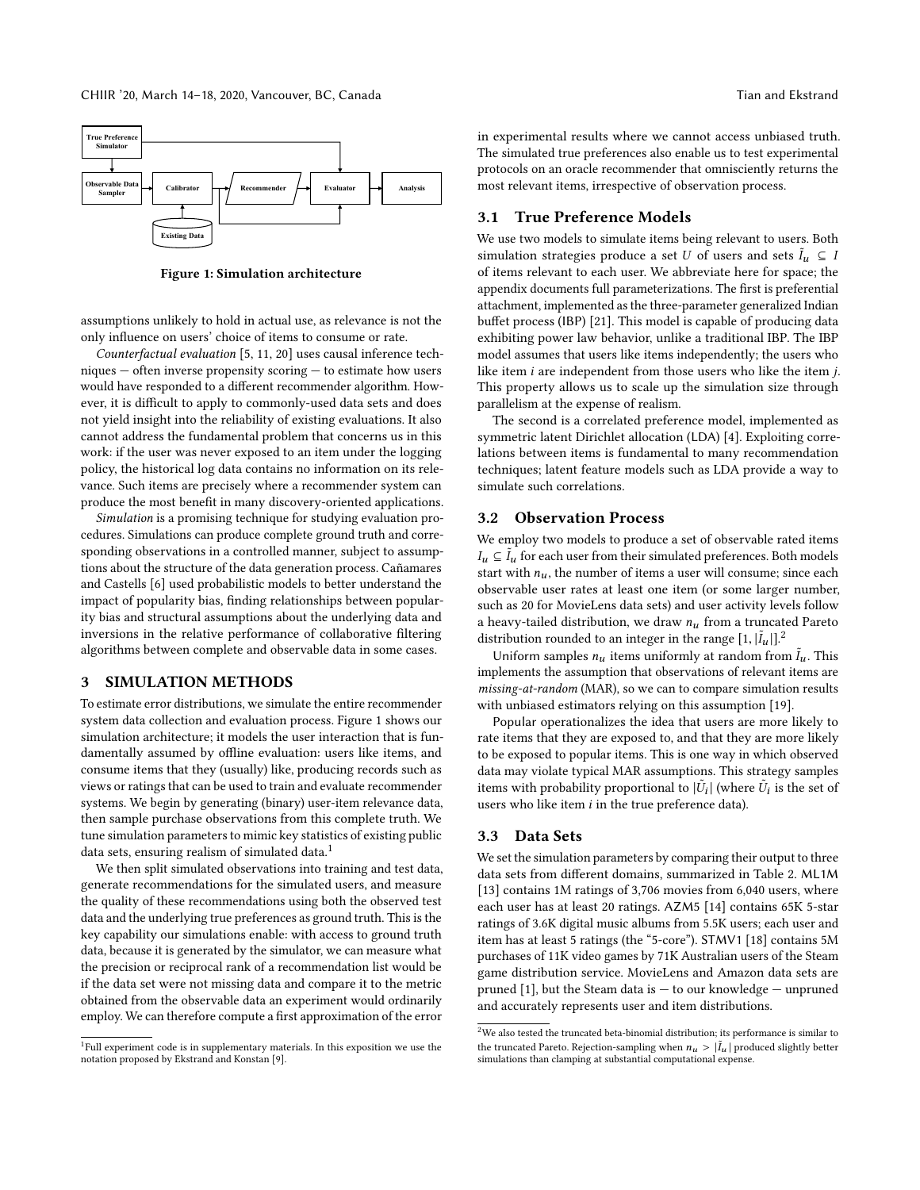Figure 1: Simulation architecture

assumptions unlikely to hold in actual use, as relevance is not the only influence on users' choice of items to consume or rate.

*Counterfactual evaluation* [5, 11, 20] uses causal inference techniques — often inverse propensity scoring — to estimate how users would have responded to a different recommender algorithm. However, it is difficult to apply to commonly-used data sets and does not yield insight into the reliability of existing evaluations. It also cannot address the fundamental problem that concerns us in this work: if the user was never exposed to an item under the logging policy, the historical log data contains no information on its relevance. Such items are precisely where a recommender system can produce the most benefit in many discovery-oriented applications.

*Simulation* is a promising technique for studying evaluation procedures. Simulations can produce complete ground truth and corresponding observations in a controlled manner, subject to assumptions about the structure of the data generation process. Cañamares and Castells [6] used probabilistic models to better understand the impact of popularity bias, finding relationships between popularity bias and structural assumptions about the underlying data and inversions in the relative performance of collaborative filtering algorithms between complete and observable data in some cases.

## 3 SIMULATION METHODS

To estimate error distributions, we simulate the entire recommender system data collection and evaluation process. Figure 1 shows our simulation architecture; it models the user interaction that is fundamentally assumed by offline evaluation: users like items, and consume items that they (usually) like, producing records such as views or ratings that can be used to train and evaluate recommender systems. We begin by generating (binary) user-item relevance data, then sample purchase observations from this complete truth. We tune simulation parameters to mimic key statistics of existing public data sets, ensuring realism of simulated data.[1]

We then split simulated observations into training and test data, generate recommendations for the simulated users, and measure the quality of these recommendations using both the observed test data and the underlying true preferences as ground truth. This is the key capability our simulations enable: with access to ground truth data, because it is generated by the simulator, we can measure what the precision or reciprocal rank of a recommendation list would be if the data set were not missing data and compare it to the metric obtained from the observable data an experiment would ordinarily employ. We can therefore compute a first approximation of the error in experimental results where we cannot access unbiased truth. The simulated true preferences also enable us to test experimental protocols on an oracle recommender that omnisciently returns the most relevant items, irrespective of observation process.

### 3.1 True Preference Models

We use two models to simulate items being relevant to users. Both simulation strategies produce a set $U$ of users and sets $\tilde{I}_u \subseteq I$ of items relevant to each user. We abbreviate here for space; the appendix documents full parameterizations. The first is preferential attachment, implemented as the three-parameter generalized Indian buffet process (IBP) [21]. This model is capable of producing data exhibiting power law behavior, unlike a traditional IBP. The IBP model assumes that users like items independently; the users who like item $i$ are independent from those users who like the item $j$. This property allows us to scale up the simulation size through parallelism at the expense of realism.

The second is a correlated preference model, implemented as symmetric latent Dirichlet allocation (LDA) [4]. Exploiting correlations between items is fundamental to many recommendation techniques; latent feature models such as LDA provide a way to simulate such correlations.

### 3.2 Observation Process

We employ two models to produce a set of observable rated items $I_u \subseteq \tilde{I}_u$ for each user from their simulated preferences. Both models start with $n_u$, the number of items a user will consume; since each observable user rates at least one item (or some larger number, such as 20 for MovieLens data sets) and user activity levels follow a heavy-tailed distribution, we draw $n_u$ from a truncated Pareto distribution rounded to an integer in the range $[1, |\tilde{I}_u|]$.[2]

Uniform samples $n_u$ items uniformly at random from $\tilde{I}_u$. This implements the assumption that observations of relevant items are *missing-at-random* (MAR), so we can to compare simulation results with unbiased estimators relying on this assumption [19].

Popular operationalizes the idea that users are more likely to rate items that they are exposed to, and that they are more likely to be exposed to popular items. This is one way in which observed data may violate typical MAR assumptions. This strategy samples items with probability proportional to $|\tilde{U}_i|$ (where $\tilde{U}_i$ is the set of users who like item $i$ in the true preference data).

### 3.3 Data Sets

We set the simulation parameters by comparing their output to three data sets from different domains, summarized in Table 2. ML1M [13] contains 1M ratings of 3,706 movies from 6,040 users, where each user has at least 20 ratings. AZM5 [14] contains 65K 5-star ratings of 3.6K digital music albums from 5.5K users; each user and item has at least 5 ratings (the "5-core"). STMV1 [18] contains 5M purchases of 11K video games by 71K Australian users of the Steam game distribution service. MovieLens and Amazon data sets are pruned [1], but the Steam data is — to our knowledge — unpruned and accurately represents user and item distributions.

[1] Full experiment code is in supplementary materials. In this exposition we use the notation proposed by Ekstrand and Konstan [9].

[2] We also tested the truncated beta-binomial distribution; its performance is similar to the truncated Pareto. Rejection-sampling when $n_u > |\tilde{I}_u|$ produced slightly better simulations than clamping at substantial computational expense.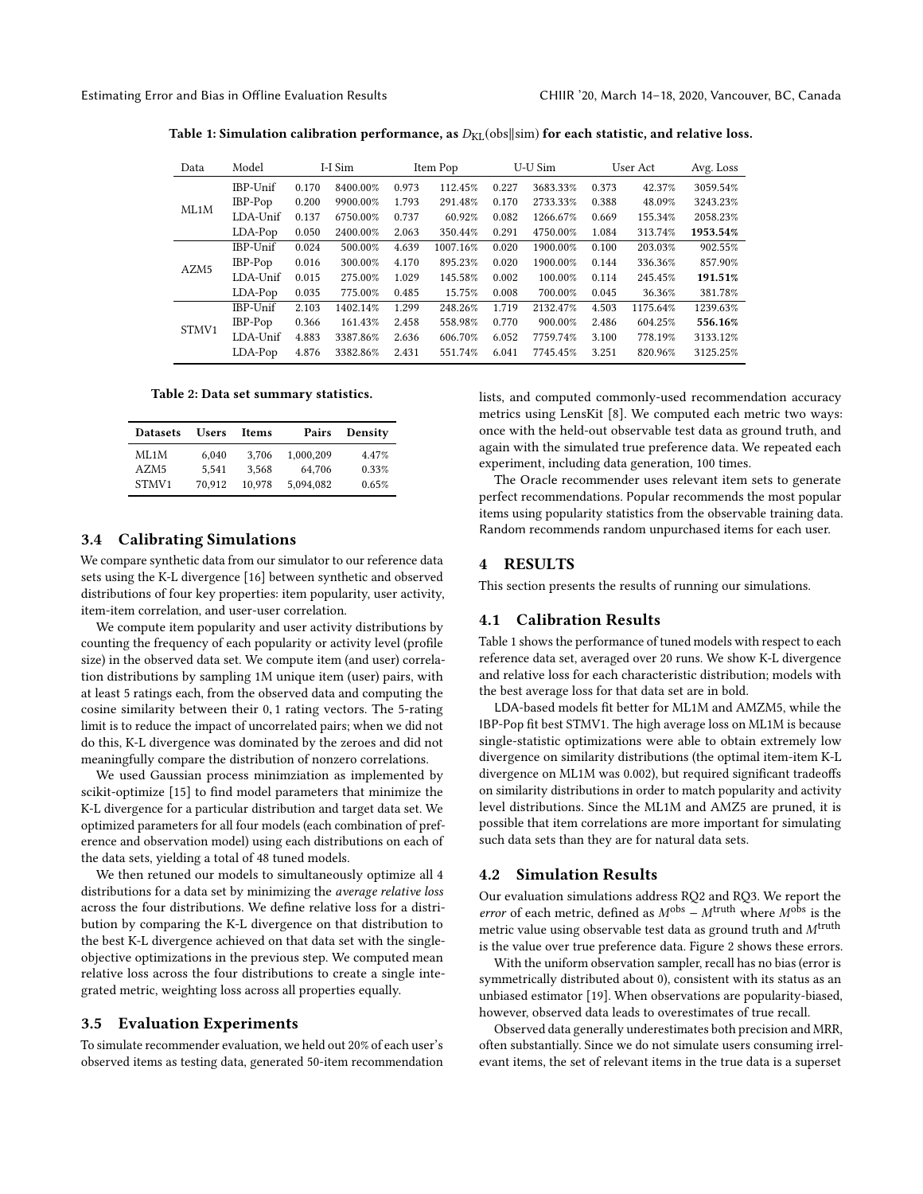**Table 1: Simulation calibration performance, as $D_{KL}(\text{obs}\|\text{sim})$ for each statistic, and relative loss.**

| Data | Model | I-I Sim | | Item Pop | | U-U Sim | | User Act | | Avg. Loss |
|---|---|---|---|---|---|---|---|---|---|---|
| ML1M | IBP-Unif | 0.170 | 8400.00% | 0.973 | 112.45% | 0.227 | 3683.33% | 0.373 | 42.37% | 3059.54% |
| | IBP-Pop | 0.200 | 9900.00% | 1.793 | 291.48% | 0.170 | 2733.33% | 0.388 | 48.09% | 3243.23% |
| | LDA-Unif | 0.137 | 6750.00% | 0.737 | 60.92% | 0.082 | 1266.67% | 0.669 | 155.34% | 2058.23% |
| | LDA-Pop | 0.050 | 2400.00% | 2.063 | 350.44% | 0.291 | 4750.00% | 1.084 | 313.74% | **1953.54%** |
| AZM5 | IBP-Unif | 0.024 | 500.00% | 4.639 | 1007.16% | 0.020 | 1900.00% | 0.100 | 203.03% | 902.55% |
| | IBP-Pop | 0.016 | 300.00% | 4.170 | 895.23% | 0.020 | 1900.00% | 0.144 | 336.36% | 857.90% |
| | LDA-Unif | 0.015 | 275.00% | 1.029 | 145.58% | 0.002 | 100.00% | 0.114 | 245.45% | **191.51%** |
| | LDA-Pop | 0.035 | 775.00% | 0.485 | 15.75% | 0.008 | 700.00% | 0.045 | 36.36% | 381.78% |
| STMV1 | IBP-Unif | 2.103 | 1402.14% | 1.299 | 248.26% | 1.719 | 2132.47% | 4.503 | 1175.64% | 1239.63% |
| | IBP-Pop | 0.366 | 161.43% | 2.458 | 558.98% | 0.770 | 900.00% | 2.486 | 604.25% | **556.16%** |
| | LDA-Unif | 4.883 | 3387.86% | 2.636 | 606.70% | 6.052 | 7759.74% | 3.100 | 778.19% | 3133.12% |
| | LDA-Pop | 4.876 | 3382.86% | 2.431 | 551.74% | 6.041 | 7745.45% | 3.251 | 820.96% | 3125.25% |

**Table 2: Data set summary statistics.**

| Datasets | Users | Items | Pairs | Density |
|---|---|---|---|---|
| ML1M | 6,040 | 3,706 | 1,000,209 | 4.47% |
| AZM5 | 5,541 | 3,568 | 64,706 | 0.33% |
| STMV1 | 70,912 | 10,978 | 5,094,082 | 0.65% |

### 3.4 Calibrating Simulations

We compare synthetic data from our simulator to our reference data sets using the K-L divergence [16] between synthetic and observed distributions of four key properties: item popularity, user activity, item-item correlation, and user-user correlation.

We compute item popularity and user activity distributions by counting the frequency of each popularity or activity level (profile size) in the observed data set. We compute item (and user) correlation distributions by sampling 1M unique item (user) pairs, with at least 5 ratings each, from the observed data and computing the cosine similarity between their 0, 1 rating vectors. The 5-rating limit is to reduce the impact of uncorrelated pairs; when we did not do this, K-L divergence was dominated by the zeroes and did not meaningfully compare the distribution of nonzero correlations.

We used Gaussian process minimziation as implemented by scikit-optimize [15] to find model parameters that minimize the K-L divergence for a particular distribution and target data set. We optimized parameters for all four models (each combination of preference and observation model) using each distributions on each of the data sets, yielding a total of 48 tuned models.

We then retuned our models to simultaneously optimize all 4 distributions for a data set by minimizing the *average relative loss* across the four distributions. We define relative loss for a distribution by comparing the K-L divergence on that distribution to the best K-L divergence achieved on that data set with the single-objective optimizations in the previous step. We computed mean relative loss across the four distributions to create a single integrated metric, weighting loss across all properties equally.

### 3.5 Evaluation Experiments

To simulate recommender evaluation, we held out 20% of each user's observed items as testing data, generated 50-item recommendation lists, and computed commonly-used recommendation accuracy metrics using LensKit [8]. We computed each metric two ways: once with the held-out observable test data as ground truth, and again with the simulated true preference data. We repeated each experiment, including data generation, 100 times.

The Oracle recommender uses relevant item sets to generate perfect recommendations. Popular recommends the most popular items using popularity statistics from the observable training data. Random recommends random unpurchased items for each user.

## 4 RESULTS

This section presents the results of running our simulations.

### 4.1 Calibration Results

Table 1 shows the performance of tuned models with respect to each reference data set, averaged over 20 runs. We show K-L divergence and relative loss for each characteristic distribution; models with the best average loss for that data set are in bold.

LDA-based models fit better for ML1M and AMZM5, while the IBP-Pop fit best STMV1. The high average loss on ML1M is because single-statistic optimizations were able to obtain extremely low divergence on similarity distributions (the optimal item-item K-L divergence on ML1M was 0.002), but required significant tradeoffs on similarity distributions in order to match popularity and activity level distributions. Since the ML1M and AMZ5 are pruned, it is possible that item correlations are more important for simulating such data sets than they are for natural data sets.

### 4.2 Simulation Results

Our evaluation simulations address RQ2 and RQ3. We report the *error* of each metric, defined as $M^{\text{obs}} - M^{\text{truth}}$ where $M^{\text{obs}}$ is the metric value using observable test data as ground truth and $M^{\text{truth}}$ is the value over true preference data. Figure 2 shows these errors.

With the uniform observation sampler, recall has no bias (error is symmetrically distributed about 0), consistent with its status as an unbiased estimator [19]. When observations are popularity-biased, however, observed data leads to overestimates of true recall.

Observed data generally underestimates both precision and MRR, often substantially. Since we do not simulate users consuming irrelevant items, the set of relevant items in the true data is a superset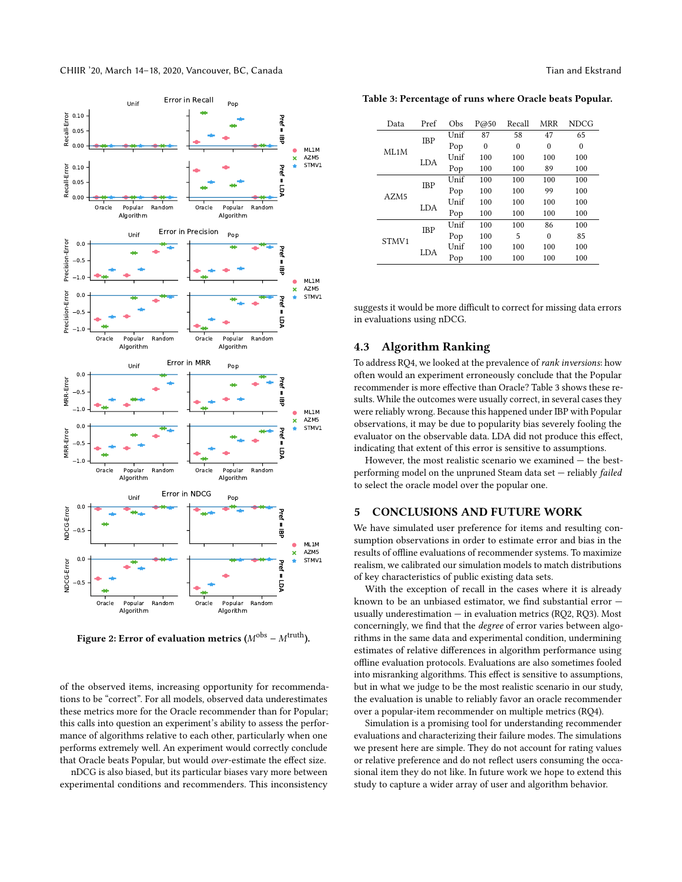Figure 2: Error of evaluation metrics ($M^{\text{obs}} - M^{\text{truth}}$).

of the observed items, increasing opportunity for recommendations to be "correct". For all models, observed data underestimates these metrics more for the Oracle recommender than for Popular; this calls into question an experiment's ability to assess the performance of algorithms relative to each other, particularly when one performs extremely well. An experiment would correctly conclude that Oracle beats Popular, but would *over*-estimate the effect size.

nDCG is also biased, but its particular biases vary more between experimental conditions and recommenders. This inconsistency suggests it would be more difficult to correct for missing data errors in evaluations using nDCG.

**Table 3: Percentage of runs where Oracle beats Popular.**

| Data | Pref | Obs | P@50 | Recall | MRR | NDCG |
|---|---|---|---|---|---|---|
| ML1M | IBP | Unif | 87 | 58 | 47 | 65 |
| | | Pop | 0 | 0 | 0 | 0 |
| | LDA | Unif | 100 | 100 | 100 | 100 |
| | | Pop | 100 | 100 | 89 | 100 |
| AZM5 | IBP | Unif | 100 | 100 | 100 | 100 |
| | | Pop | 100 | 100 | 99 | 100 |
| | LDA | Unif | 100 | 100 | 100 | 100 |
| | | Pop | 100 | 100 | 100 | 100 |
| STMV1 | IBP | Unif | 100 | 100 | 86 | 100 |
| | | Pop | 100 | 5 | 0 | 85 |
| | LDA | Unif | 100 | 100 | 100 | 100 |
| | | Pop | 100 | 100 | 100 | 100 |

## 4.3 Algorithm Ranking

To address RQ4, we looked at the prevalence of *rank inversions*: how often would an experiment erroneously conclude that the Popular recommender is more effective than Oracle? Table 3 shows these results. While the outcomes were usually correct, in several cases they were reliably wrong. Because this happened under IBP with Popular observations, it may be due to popularity bias severely fooling the evaluator on the observable data. LDA did not produce this effect, indicating that extent of this error is sensitive to assumptions.

However, the most realistic scenario we examined — the best-performing model on the unpruned Steam data set — reliably *failed* to select the oracle model over the popular one.

# 5 CONCLUSIONS AND FUTURE WORK

We have simulated user preference for items and resulting consumption observations in order to estimate error and bias in the results of offline evaluations of recommender systems. To maximize realism, we calibrated our simulation models to match distributions of key characteristics of public existing data sets.

With the exception of recall in the cases where it is already known to be an unbiased estimator, we find substantial error — usually underestimation — in evaluation metrics (RQ2, RQ3). Most concerningly, we find that the *degree* of error varies between algorithms in the same data and experimental condition, undermining estimates of relative differences in algorithm performance using offline evaluation protocols. Evaluations are also sometimes fooled into misranking algorithms. This effect is sensitive to assumptions, but in what we judge to be the most realistic scenario in our study, the evaluation is unable to reliably favor an oracle recommender over a popular-item recommender on multiple metrics (RQ4).

Simulation is a promising tool for understanding recommender evaluations and characterizing their failure modes. The simulations we present here are simple. They do not account for rating values or relative preference and do not reflect users consuming the occasional item they do not like. In future work we hope to extend this study to capture a wider array of user and algorithm behavior.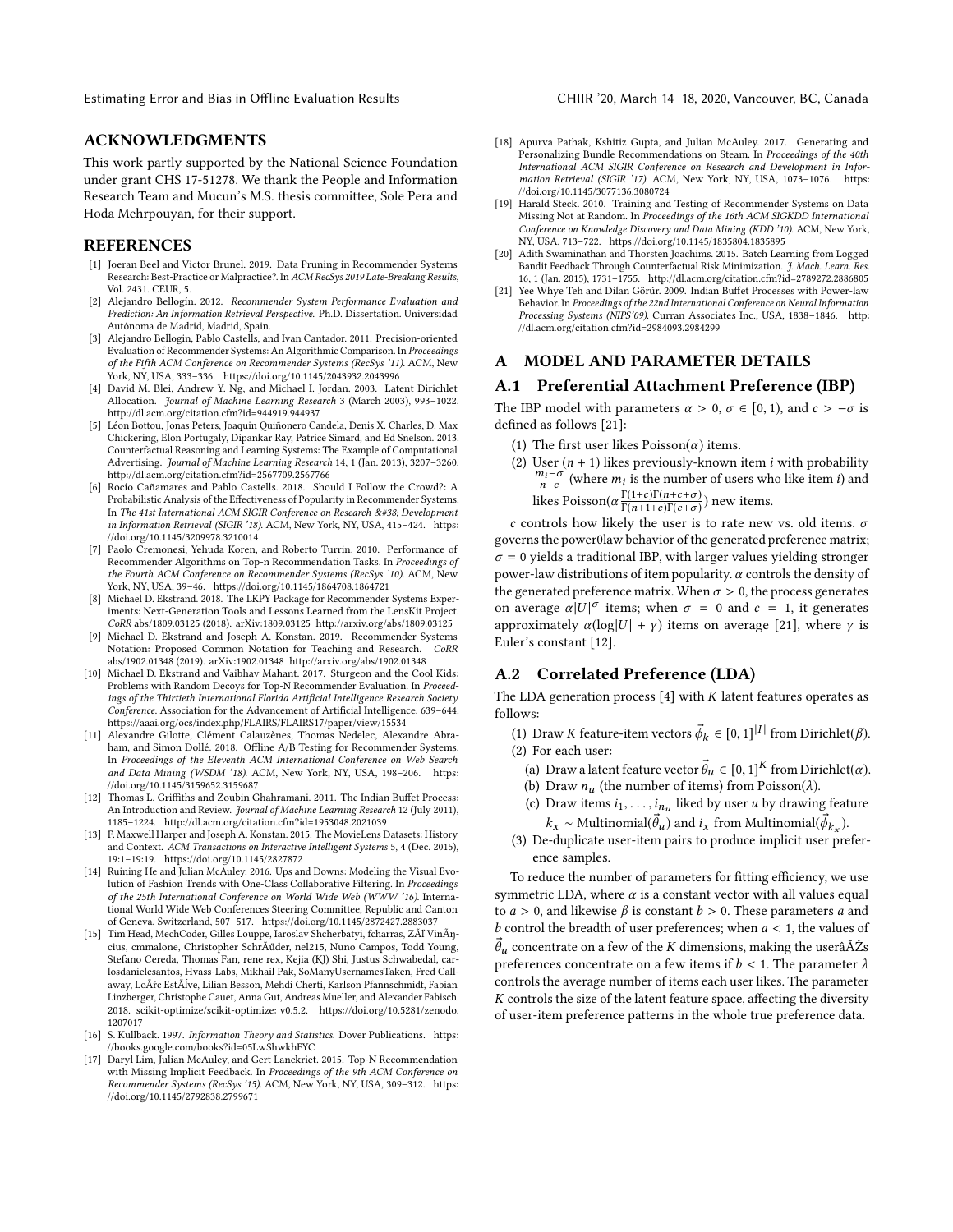## ACKNOWLEDGMENTS

This work partly supported by the National Science Foundation under grant CHS 17-51278. We thank the People and Information Research Team and Mucun's M.S. thesis committee, Sole Pera and Hoda Mehrpouyan, for their support.

## REFERENCES

- [1] Joeran Beel and Victor Brunel. 2019. Data Pruning in Recommender Systems Research: Best-Practice or Malpractice?. In *ACM RecSys 2019 Late-Breaking Results*, Vol. 2431. CEUR, 5.
- [2] Alejandro Bellogín. 2012. *Recommender System Performance Evaluation and Prediction: An Information Retrieval Perspective.* Ph.D. Dissertation. Universidad Autónoma de Madrid, Madrid, Spain.
- [3] Alejandro Bellogín, Pablo Castells, and Ivan Cantador. 2011. Precision-oriented Evaluation of Recommender Systems: An Algorithmic Comparison. In *Proceedings of the Fifth ACM Conference on Recommender Systems (RecSys '11)*. ACM, New York, NY, USA, 333–336. https://doi.org/10.1145/2043932.2043996
- [4] David M. Blei, Andrew Y. Ng, and Michael I. Jordan. 2003. Latent Dirichlet Allocation. *Journal of Machine Learning Research* 3 (March 2003), 993–1022. http://dl.acm.org/citation.cfm?id=944919.944937
- [5] Léon Bottou, Jonas Peters, Joaquin Quiñonero Candela, Denis X. Charles, D. Max Chickering, Elon Portugaly, Dipankar Ray, Patrice Simard, and Ed Snelson. 2013. Counterfactual Reasoning and Learning Systems: The Example of Computational Advertising. *Journal of Machine Learning Research* 14, 1 (Jan. 2013), 3207–3260. http://dl.acm.org/citation.cfm?id=2567709.2567766
- [6] Rocío Cañamares and Pablo Castells. 2018. Should I Follow the Crowd?: A Probabilistic Analysis of the Effectiveness of Popularity in Recommender Systems. In *The 41st International ACM SIGIR Conference on Research &#38; Development in Information Retrieval (SIGIR '18)*. ACM, New York, NY, USA, 415–424. https://doi.org/10.1145/3209978.3210014
- [7] Paolo Cremonesi, Yehuda Koren, and Roberto Turrin. 2010. Performance of Recommender Algorithms on Top-n Recommendation Tasks. In *Proceedings of the Fourth ACM Conference on Recommender Systems (RecSys '10)*. ACM, New York, NY, USA, 39–46. https://doi.org/10.1145/1864708.1864721
- [8] Michael D. Ekstrand. 2018. The LKPY Package for Recommender Systems Experiments: Next-Generation Tools and Lessons Learned from the LensKit Project. *CoRR* abs/1809.03125 (2018). arXiv:1809.03125 http://arxiv.org/abs/1809.03125
- [9] Michael D. Ekstrand and Joseph A. Konstan. 2019. Recommender Systems Notation: Proposed Common Notation for Teaching and Research. *CoRR* abs/1902.01348 (2019). arXiv:1902.01348 http://arxiv.org/abs/1902.01348
- [10] Michael D. Ekstrand and Vaibhav Mahant. 2017. Sturgeon and the Cool Kids: Problems with Random Decoys for Top-N Recommender Evaluation. In *Proceedings of the Thirtieth International Florida Artificial Intelligence Research Society Conference*. Association for the Advancement of Artificial Intelligence, 639–644. https://aaai.org/ocs/index.php/FLAIRS/FLAIRS17/paper/view/15534
- [11] Alexandre Gilotte, Clément Calauzènes, Thomas Nedelec, Alexandre Abraham, and Simon Dollé. 2018. Offline A/B Testing for Recommender Systems. In *Proceedings of the Eleventh ACM International Conference on Web Search and Data Mining (WSDM '18)*. ACM, New York, NY, USA, 198–206. https://doi.org/10.1145/3159652.3159687
- [12] Thomas L. Griffiths and Zoubin Ghahramani. 2011. The Indian Buffet Process: An Introduction and Review. *Journal of Machine Learning Research* 12 (July 2011), 1185–1224. http://dl.acm.org/citation.cfm?id=1953048.2021039
- [13] F. Maxwell Harper and Joseph A. Konstan. 2015. The MovieLens Datasets: History and Context. *ACM Transactions on Interactive Intelligent Systems* 5, 4 (Dec. 2015), 19:1–19:19. https://doi.org/10.1145/2827872
- [14] Ruining He and Julian McAuley. 2016. Ups and Downs: Modeling the Visual Evolution of Fashion Trends with One-Class Collaborative Filtering. In *Proceedings of the 25th International Conference on World Wide Web (WWW '16)*. International World Wide Web Conferences Steering Committee, Republic and Canton of Geneva, Switzerland, 507–517. https://doi.org/10.1145/2872427.2883037
- [15] Tim Head, MechCoder, Gilles Louppe, Iaroslav Shcherbatyi, fcharras, ZÃľ VinÃŋcius, cmmalone, Christopher SchrÃűder, nel215, Nuno Campos, Todd Young, Stefano Cereda, Thomas Fan, rene rex, Kejia (KJ) Shi, Justus Schwabedal, carlosdanielcsantos, Hvass-Labs, Mikhail Pak, SoManyUsernamesTaken, Fred Callaway, LoÃŕc EstÃĺve, Lilian Besson, Mehdi Cherti, Karlson Pfannschmidt, Fabian Linzberger, Christophe Cauet, Anna Gut, Andreas Mueller, and Alexander Fabisch. 2018. scikit-optimize/scikit-optimize: v0.5.2. https://doi.org/10.5281/zenodo.1207017
- [16] S. Kullback. 1997. *Information Theory and Statistics.* Dover Publications. https://books.google.com/books?id=05LwShwkhFYC
- [17] Daryl Lim, Julian McAuley, and Gert Lanckriet. 2015. Top-N Recommendation with Missing Implicit Feedback. In *Proceedings of the 9th ACM Conference on Recommender Systems (RecSys '15)*. ACM, New York, NY, USA, 309–312. https://doi.org/10.1145/2792838.2799671
- [18] Apurva Pathak, Kshitiz Gupta, and Julian McAuley. 2017. Generating and Personalizing Bundle Recommendations on Steam. In *Proceedings of the 40th International ACM SIGIR Conference on Research and Development in Information Retrieval (SIGIR '17)*. ACM, New York, NY, USA, 1073–1076. https://doi.org/10.1145/3077136.3080724
- [19] Harald Steck. 2010. Training and Testing of Recommender Systems on Data Missing Not at Random. In *Proceedings of the 16th ACM SIGKDD International Conference on Knowledge Discovery and Data Mining (KDD '10)*. ACM, New York, NY, USA, 713–722. https://doi.org/10.1145/1835804.1835895
- [20] Adith Swaminathan and Thorsten Joachims. 2015. Batch Learning from Logged Bandit Feedback Through Counterfactual Risk Minimization. *J. Mach. Learn. Res.* 16, 1 (Jan. 2015), 1731–1755. http://dl.acm.org/citation.cfm?id=2789272.2886805
- [21] Yee Whye Teh and Dilan Görür. 2009. Indian Buffet Processes with Power-law Behavior. In *Proceedings of the 22nd International Conference on Neural Information Processing Systems (NIPS'09)*. Curran Associates Inc., USA, 1838–1846. http://dl.acm.org/citation.cfm?id=2984093.2984299

## A MODEL AND PARAMETER DETAILS

### A.1 Preferential Attachment Preference (IBP)

The IBP model with parameters $\alpha > 0$, $\sigma \in [0, 1)$, and $c > -\sigma$ is defined as follows [21]:

1. The first user likes Poisson($\alpha$) items.
2. User $(n + 1)$ likes previously-known item $i$ with probability $\frac{m_i - \sigma}{n + c}$ (where $m_i$ is the number of users who like item $i$) and likes Poisson($\alpha \frac{\Gamma(1+c)\Gamma(n+c+\sigma)}{\Gamma(n+1+c)\Gamma(c+\sigma)}$) new items.

$c$ controls how likely the user is to rate new vs. old items. $\sigma$ governs the power0law behavior of the generated preference matrix; $\sigma = 0$ yields a traditional IBP, with larger values yielding stronger power-law distributions of item popularity. $\alpha$ controls the density of the generated preference matrix. When $\sigma > 0$, the process generates on average $\alpha |U|^\sigma$ items; when $\sigma = 0$ and $c = 1$, it generates approximately $\alpha(\log|U| + \gamma)$ items on average [21], where $\gamma$ is Euler's constant [12].

### A.2 Correlated Preference (LDA)

The LDA generation process [4] with $K$ latent features operates as follows:

1. Draw $K$ feature-item vectors $\vec{\phi}_k \in [0, 1]^{|I|}$ from Dirichlet($\beta$).
2. For each user:
   - (a) Draw a latent feature vector $\vec{\theta}_u \in [0, 1]^K$ from Dirichlet($\alpha$).
   - (b) Draw $n_u$ (the number of items) from Poisson($\lambda$).
   - (c) Draw items $i_1, \dots, i_{n_u}$ liked by user $u$ by drawing feature $k_x \sim$ Multinomial($\vec{\theta}_u$) and $i_x$ from Multinomial($\vec{\phi}_{k_x}$).
3. De-duplicate user-item pairs to produce implicit user preference samples.

To reduce the number of parameters for fitting efficiency, we use symmetric LDA, where $\alpha$ is a constant vector with all values equal to $a > 0$, and likewise $\beta$ is constant $b > 0$. These parameters $a$ and $b$ control the breadth of user preferences; when $a < 1$, the values of $\vec{\theta}_u$ concentrate on a few of the $K$ dimensions, making the userâĂŹs preferences concentrate on a few items if $b < 1$. The parameter $\lambda$ controls the average number of items each user likes. The parameter $K$ controls the size of the latent feature space, affecting the diversity of user-item preference patterns in the whole true preference data.